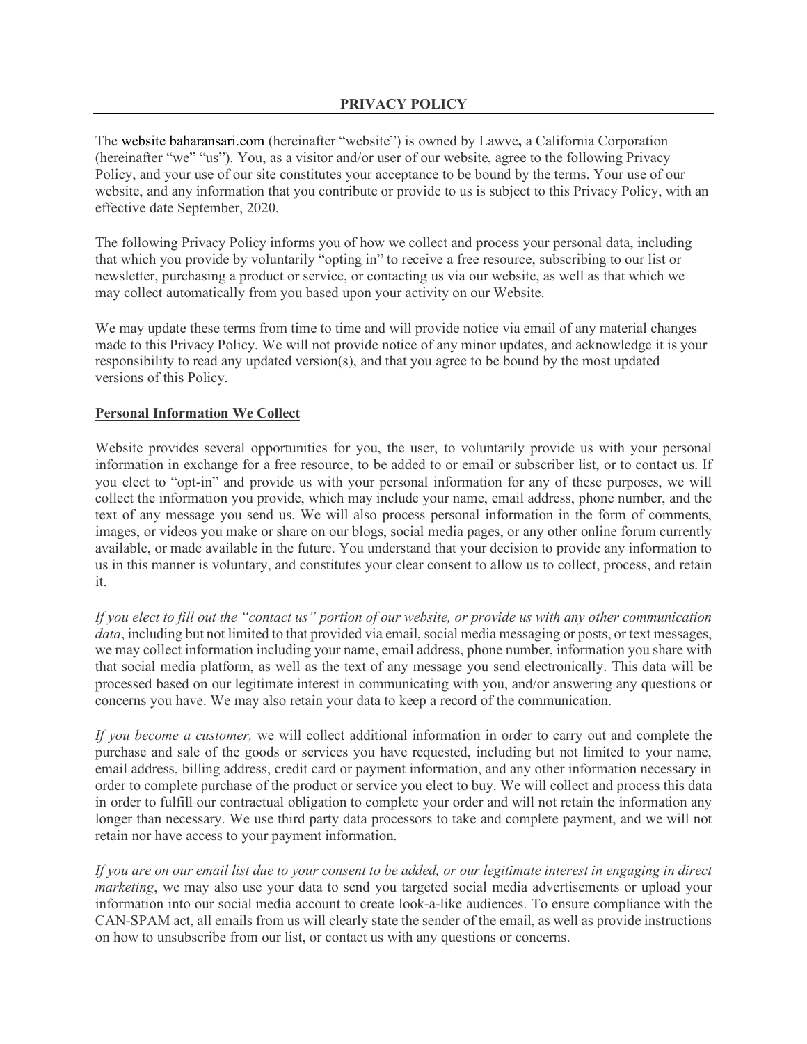# PRIVACY POLICY

The website baharansari.com (hereinafter "website") is owned by Lawve**,** a California Corporation (hereinafter "we" "us"). You, as a visitor and/or user of our website, agree to the following Privacy Policy, and your use of our site constitutes your acceptance to be bound by the terms. Your use of our website, and any information that you contribute or provide to us is subject to this Privacy Policy, with an effective date September, 2020.

The following Privacy Policy informs you of how we collect and process your personal data, including that which you provide by voluntarily "opting in" to receive a free resource, subscribing to our list or newsletter, purchasing a product or service, or contacting us via our website, as well as that which we may collect automatically from you based upon your activity on our Website.

We may update these terms from time to time and will provide notice via email of any material changes made to this Privacy Policy. We will not provide notice of any minor updates, and acknowledge it is your responsibility to read any updated version(s), and that you agree to be bound by the most updated versions of this Policy.

## Personal Information We Collect

Website provides several opportunities for you, the user, to voluntarily provide us with your personal information in exchange for a free resource, to be added to or email or subscriber list, or to contact us. If you elect to "opt-in" and provide us with your personal information for any of these purposes, we will collect the information you provide, which may include your name, email address, phone number, and the text of any message you send us. We will also process personal information in the form of comments, images, or videos you make or share on our blogs, social media pages, or any other online forum currently available, or made available in the future. You understand that your decision to provide any information to us in this manner is voluntary, and constitutes your clear consent to allow us to collect, process, and retain it.

*If you elect to fill out the "contact us" portion of our website, or provide us with any other communication data*, including but not limited to that provided via email, social media messaging or posts, or text messages, we may collect information including your name, email address, phone number, information you share with that social media platform, as well as the text of any message you send electronically. This data will be processed based on our legitimate interest in communicating with you, and/or answering any questions or concerns you have. We may also retain your data to keep a record of the communication.

*If you become a customer,* we will collect additional information in order to carry out and complete the purchase and sale of the goods or services you have requested, including but not limited to your name, email address, billing address, credit card or payment information, and any other information necessary in order to complete purchase of the product or service you elect to buy. We will collect and process this data in order to fulfill our contractual obligation to complete your order and will not retain the information any longer than necessary. We use third party data processors to take and complete payment, and we will not retain nor have access to your payment information.

*If you are on our email list due to your consent to be added, or our legitimate interest in engaging in direct marketing*, we may also use your data to send you targeted social media advertisements or upload your information into our social media account to create look-a-like audiences. To ensure compliance with the CAN-SPAM act, all emails from us will clearly state the sender of the email, as well as provide instructions on how to unsubscribe from our list, or contact us with any questions or concerns.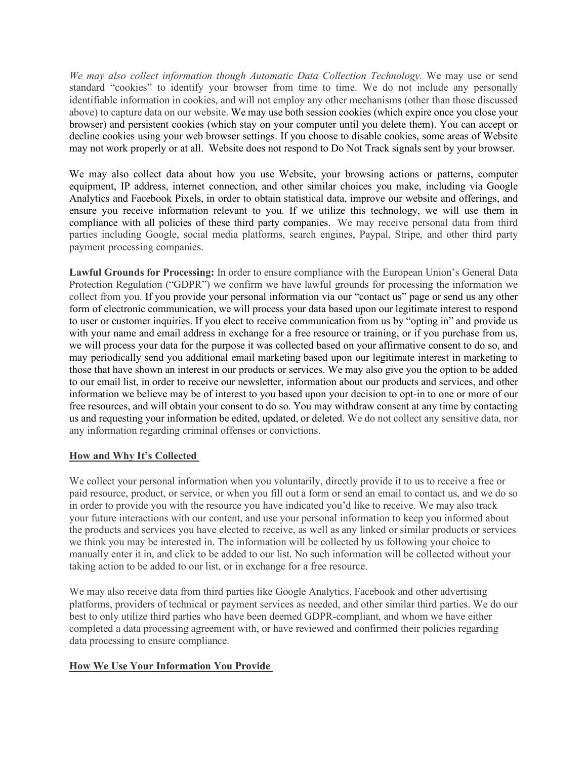*We may also collect information though Automatic Data Collection Technology.* We may use or send standard "cookies" to identify your browser from time to time. We do not include any personally identifiable information in cookies, and will not employ any other mechanisms (other than those discussed above) to capture data on our website. We may use both session cookies (which expire once you close your browser) and persistent cookies (which stay on your computer until you delete them). You can accept or decline cookies using your web browser settings. If you choose to disable cookies, some areas of Website may not work properly or at all. Website does not respond to Do Not Track signals sent by your browser.

We may also collect data about how you use Website, your browsing actions or patterns, computer equipment, IP address, internet connection, and other similar choices you make, including via Google Analytics and Facebook Pixels, in order to obtain statistical data, improve our website and offerings, and ensure you receive information relevant to you. If we utilize this technology, we will use them in compliance with all policies of these third party companies. We may receive personal data from third parties including Google, social media platforms, search engines, Paypal, Stripe, and other third party payment processing companies.

**Lawful Grounds for Processing:** In order to ensure compliance with the European Union's General Data Protection Regulation ("GDPR") we confirm we have lawful grounds for processing the information we collect from you. If you provide your personal information via our "contact us" page or send us any other form of electronic communication, we will process your data based upon our legitimate interest to respond to user or customer inquiries. If you elect to receive communication from us by "opting in" and provide us with your name and email address in exchange for a free resource or training, or if you purchase from us, we will process your data for the purpose it was collected based on your affirmative consent to do so, and may periodically send you additional email marketing based upon our legitimate interest in marketing to those that have shown an interest in our products or services. We may also give you the option to be added to our email list, in order to receive our newsletter, information about our products and services, and other information we believe may be of interest to you based upon your decision to opt-in to one or more of our free resources, and will obtain your consent to do so. You may withdraw consent at any time by contacting us and requesting your information be edited, updated, or deleted. We do not collect any sensitive data, nor any information regarding criminal offenses or convictions.

## How and Why It's Collected

We collect your personal information when you voluntarily, directly provide it to us to receive a free or paid resource, product, or service, or when you fill out a form or send an email to contact us, and we do so in order to provide you with the resource you have indicated you'd like to receive. We may also track your future interactions with our content, and use your personal information to keep you informed about the products and services you have elected to receive, as well as any linked or similar products or services we think you may be interested in. The information will be collected by us following your choice to manually enter it in, and click to be added to our list. No such information will be collected without your taking action to be added to our list, or in exchange for a free resource.

We may also receive data from third parties like Google Analytics, Facebook and other advertising platforms, providers of technical or payment services as needed, and other similar third parties. We do our best to only utilize third parties who have been deemed GDPR-compliant, and whom we have either completed a data processing agreement with, or have reviewed and confirmed their policies regarding data processing to ensure compliance.

## How We Use Your Information You Provide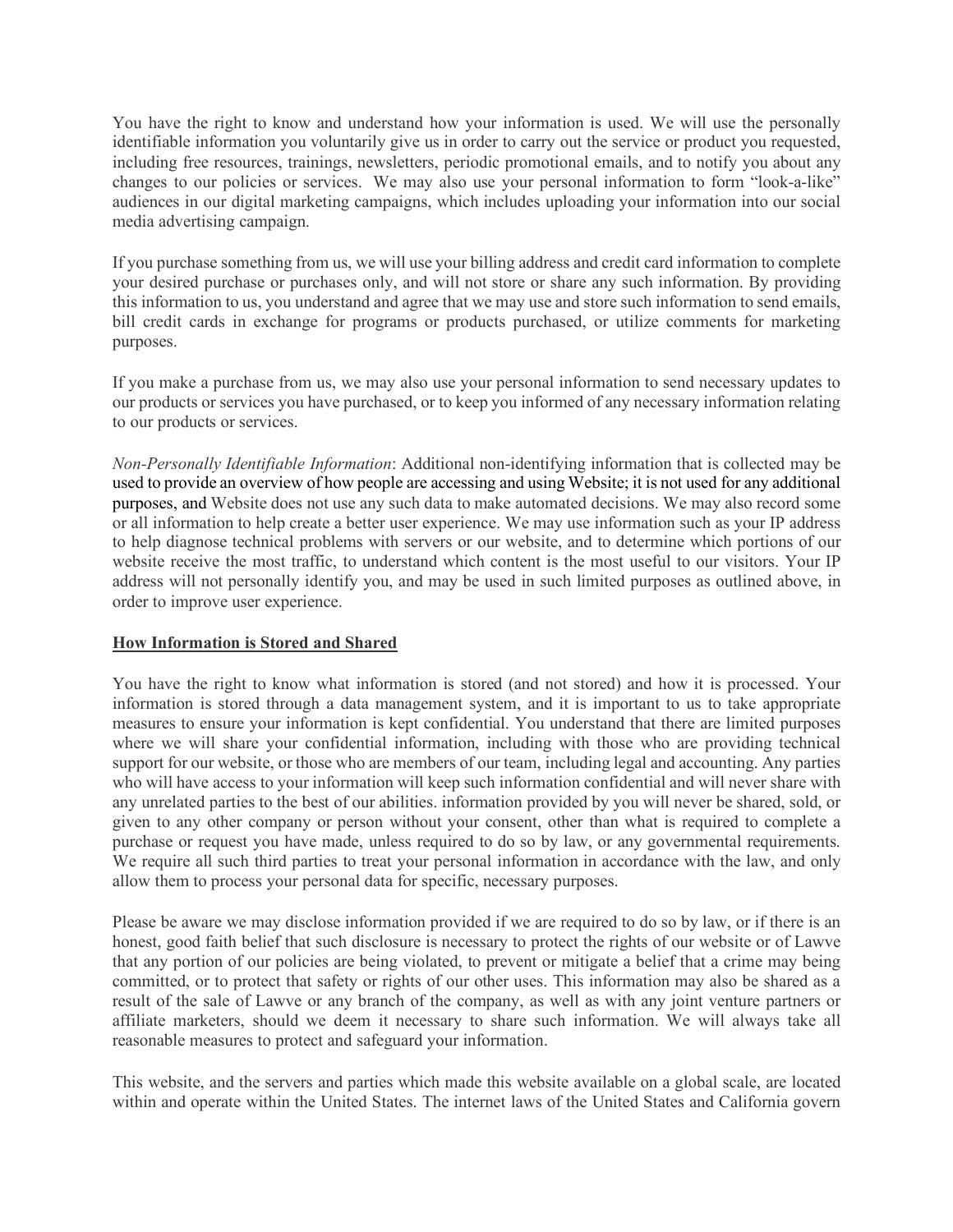You have the right to know and understand how your information is used. We will use the personally identifiable information you voluntarily give us in order to carry out the service or product you requested, including free resources, trainings, newsletters, periodic promotional emails, and to notify you about any changes to our policies or services. We may also use your personal information to form "look-a-like" audiences in our digital marketing campaigns, which includes uploading your information into our social media advertising campaign.

If you purchase something from us, we will use your billing address and credit card information to complete your desired purchase or purchases only, and will not store or share any such information. By providing this information to us, you understand and agree that we may use and store such information to send emails, bill credit cards in exchange for programs or products purchased, or utilize comments for marketing purposes.

If you make a purchase from us, we may also use your personal information to send necessary updates to our products or services you have purchased, or to keep you informed of any necessary information relating to our products or services.

*Non-Personally Identifiable Information*: Additional non-identifying information that is collected may be used to provide an overview of how people are accessing and using Website; it is not used for any additional purposes, and Website does not use any such data to make automated decisions. We may also record some or all information to help create a better user experience. We may use information such as your IP address to help diagnose technical problems with servers or our website, and to determine which portions of our website receive the most traffic, to understand which content is the most useful to our visitors. Your IP address will not personally identify you, and may be used in such limited purposes as outlined above, in order to improve user experience.

## How Information is Stored and Shared

You have the right to know what information is stored (and not stored) and how it is processed. Your information is stored through a data management system, and it is important to us to take appropriate measures to ensure your information is kept confidential. You understand that there are limited purposes where we will share your confidential information, including with those who are providing technical support for our website, or those who are members of our team, including legal and accounting. Any parties who will have access to your information will keep such information confidential and will never share with any unrelated parties to the best of our abilities. information provided by you will never be shared, sold, or given to any other company or person without your consent, other than what is required to complete a purchase or request you have made, unless required to do so by law, or any governmental requirements. We require all such third parties to treat your personal information in accordance with the law, and only allow them to process your personal data for specific, necessary purposes.

Please be aware we may disclose information provided if we are required to do so by law, or if there is an honest, good faith belief that such disclosure is necessary to protect the rights of our website or of Lawve that any portion of our policies are being violated, to prevent or mitigate a belief that a crime may being committed, or to protect that safety or rights of our other uses. This information may also be shared as a result of the sale of Lawve or any branch of the company, as well as with any joint venture partners or affiliate marketers, should we deem it necessary to share such information. We will always take all reasonable measures to protect and safeguard your information.

This website, and the servers and parties which made this website available on a global scale, are located within and operate within the United States. The internet laws of the United States and California govern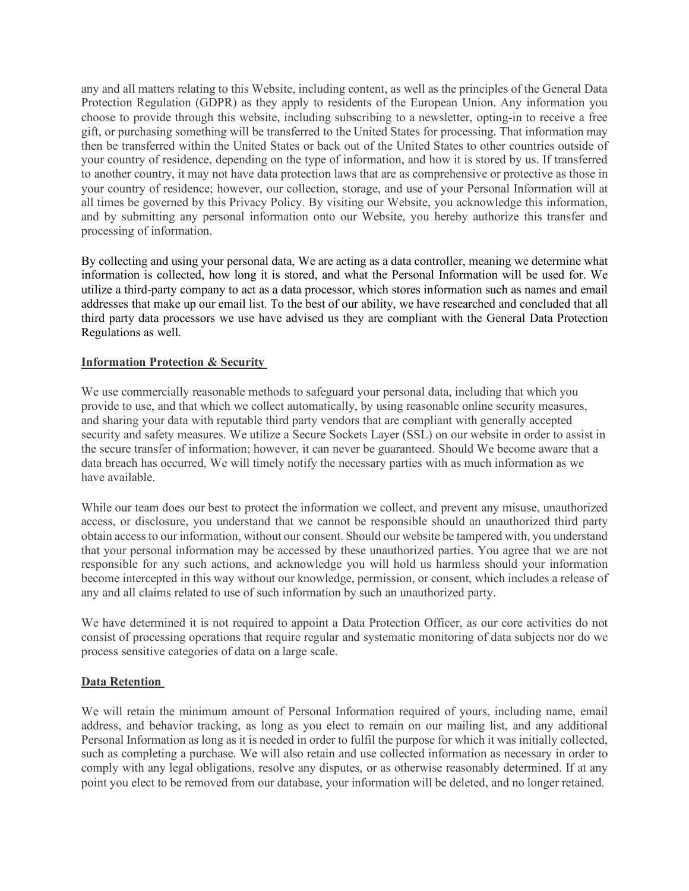any and all matters relating to this Website, including content, as well as the principles of the General Data Protection Regulation (GDPR) as they apply to residents of the European Union. Any information you choose to provide through this website, including subscribing to a newsletter, opting-in to receive a free gift, or purchasing something will be transferred to the United States for processing. That information may then be transferred within the United States or back out of the United States to other countries outside of your country of residence, depending on the type of information, and how it is stored by us. If transferred to another country, it may not have data protection laws that are as comprehensive or protective as those in your country of residence; however, our collection, storage, and use of your Personal Information will at all times be governed by this Privacy Policy. By visiting our Website, you acknowledge this information, and by submitting any personal information onto our Website, you hereby authorize this transfer and processing of information.

By collecting and using your personal data, We are acting as a data controller, meaning we determine what information is collected, how long it is stored, and what the Personal Information will be used for. We utilize a third-party company to act as a data processor, which stores information such as names and email addresses that make up our email list. To the best of our ability, we have researched and concluded that all third party data processors we use have advised us they are compliant with the General Data Protection Regulations as well.

**Information Protection & Security**

We use commercially reasonable methods to safeguard your personal data, including that which you provide to use, and that which we collect automatically, by using reasonable online security measures, and sharing your data with reputable third party vendors that are compliant with generally accepted security and safety measures. We utilize a Secure Sockets Layer (SSL) on our website in order to assist in the secure transfer of information; however, it can never be guaranteed. Should We become aware that a data breach has occurred, We will timely notify the necessary parties with as much information as we have available.

While our team does our best to protect the information we collect, and prevent any misuse, unauthorized access, or disclosure, you understand that we cannot be responsible should an unauthorized third party obtain access to our information, without our consent. Should our website be tampered with, you understand that your personal information may be accessed by these unauthorized parties. You agree that we are not responsible for any such actions, and acknowledge you will hold us harmless should your information become intercepted in this way without our knowledge, permission, or consent, which includes a release of any and all claims related to use of such information by such an unauthorized party.

We have determined it is not required to appoint a Data Protection Officer, as our core activities do not consist of processing operations that require regular and systematic monitoring of data subjects nor do we process sensitive categories of data on a large scale.

**Data Retention**

We will retain the minimum amount of Personal Information required of yours, including name, email address, and behavior tracking, as long as you elect to remain on our mailing list, and any additional Personal Information as long as it is needed in order to fulfil the purpose for which it was initially collected, such as completing a purchase. We will also retain and use collected information as necessary in order to comply with any legal obligations, resolve any disputes, or as otherwise reasonably determined. If at any point you elect to be removed from our database, your information will be deleted, and no longer retained.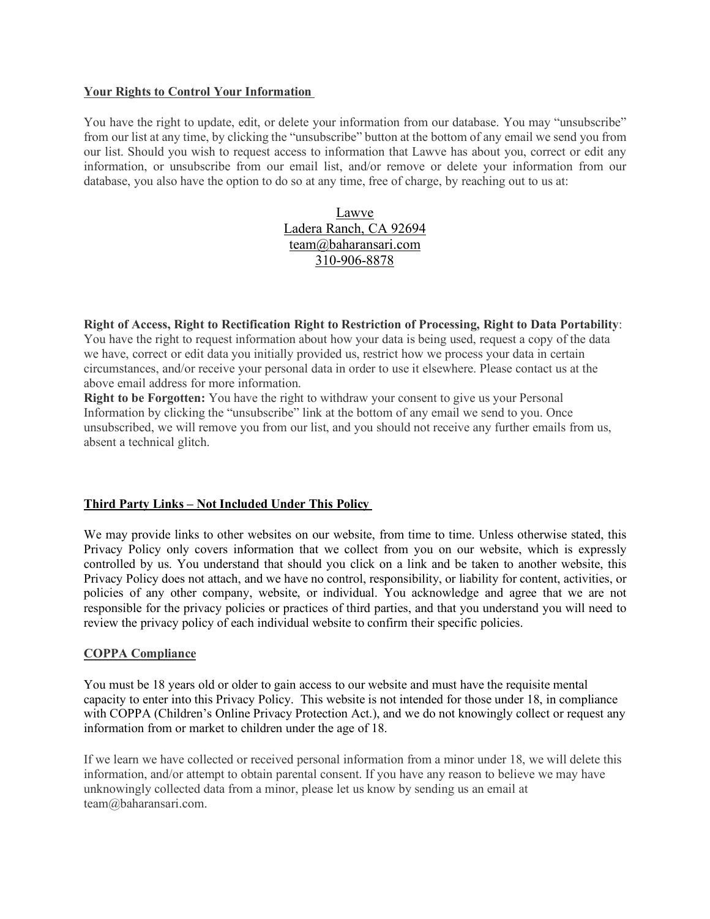## Your Rights to Control Your Information

You have the right to update, edit, or delete your information from our database. You may "unsubscribe" from our list at any time, by clicking the "unsubscribe" button at the bottom of any email we send you from our list. Should you wish to request access to information that Lawve has about you, correct or edit any information, or unsubscribe from our email list, and/or remove or delete your information from our database, you also have the option to do so at any time, free of charge, by reaching out to us at:

Lawve
Ladera Ranch, CA 92694
team@baharansari.com
310-906-8878

**Right of Access, Right to Rectification Right to Restriction of Processing, Right to Data Portability**: You have the right to request information about how your data is being used, request a copy of the data we have, correct or edit data you initially provided us, restrict how we process your data in certain circumstances, and/or receive your personal data in order to use it elsewhere. Please contact us at the above email address for more information.

**Right to be Forgotten:** You have the right to withdraw your consent to give us your Personal Information by clicking the "unsubscribe" link at the bottom of any email we send to you. Once unsubscribed, we will remove you from our list, and you should not receive any further emails from us, absent a technical glitch.

## Third Party Links – Not Included Under This Policy

We may provide links to other websites on our website, from time to time. Unless otherwise stated, this Privacy Policy only covers information that we collect from you on our website, which is expressly controlled by us. You understand that should you click on a link and be taken to another website, this Privacy Policy does not attach, and we have no control, responsibility, or liability for content, activities, or policies of any other company, website, or individual. You acknowledge and agree that we are not responsible for the privacy policies or practices of third parties, and that you understand you will need to review the privacy policy of each individual website to confirm their specific policies.

## COPPA Compliance

You must be 18 years old or older to gain access to our website and must have the requisite mental capacity to enter into this Privacy Policy. This website is not intended for those under 18, in compliance with COPPA (Children's Online Privacy Protection Act.), and we do not knowingly collect or request any information from or market to children under the age of 18.

If we learn we have collected or received personal information from a minor under 18, we will delete this information, and/or attempt to obtain parental consent. If you have any reason to believe we may have unknowingly collected data from a minor, please let us know by sending us an email at team@baharansari.com.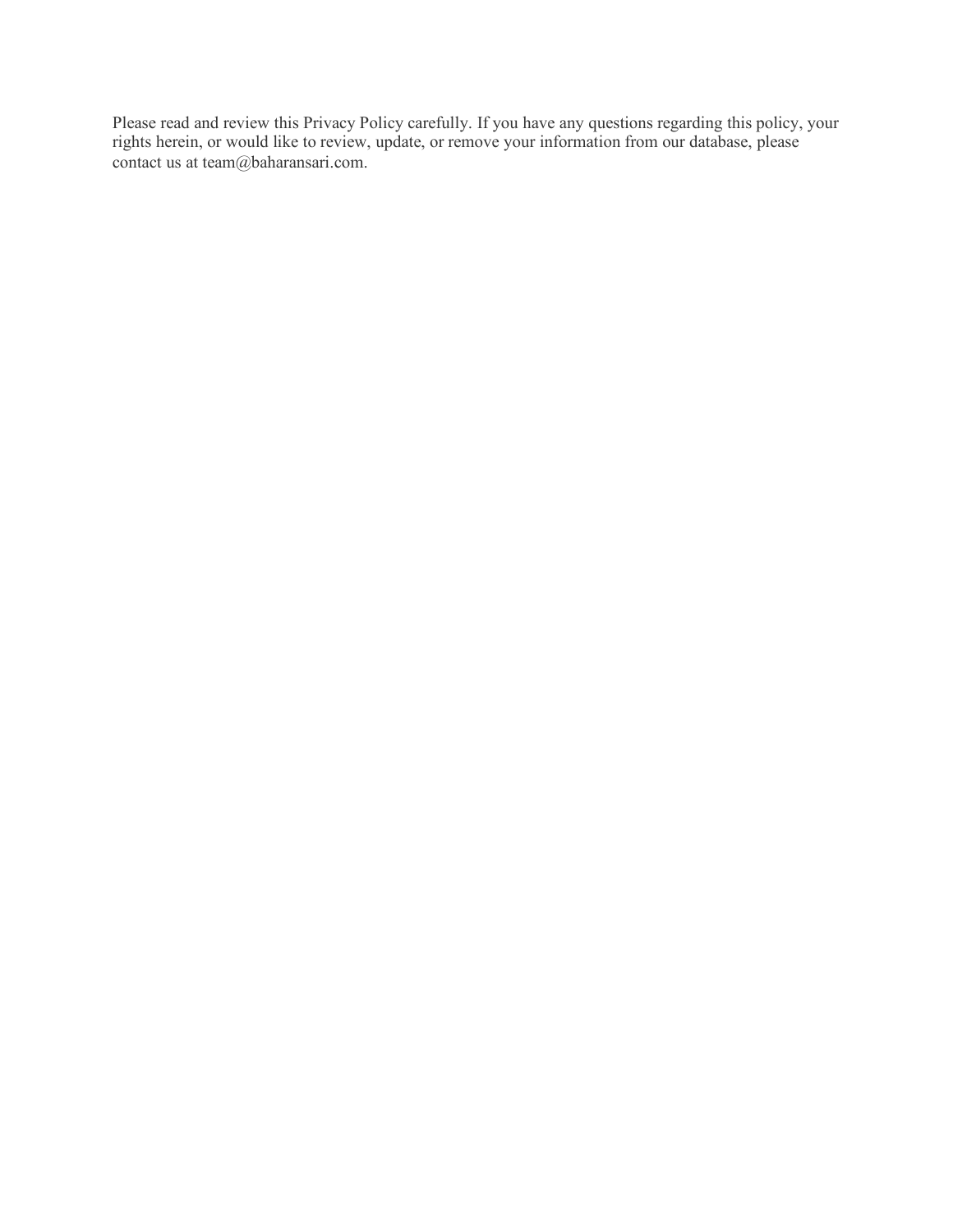Please read and review this Privacy Policy carefully. If you have any questions regarding this policy, your rights herein, or would like to review, update, or remove your information from our database, please contact us at team@baharansari.com.